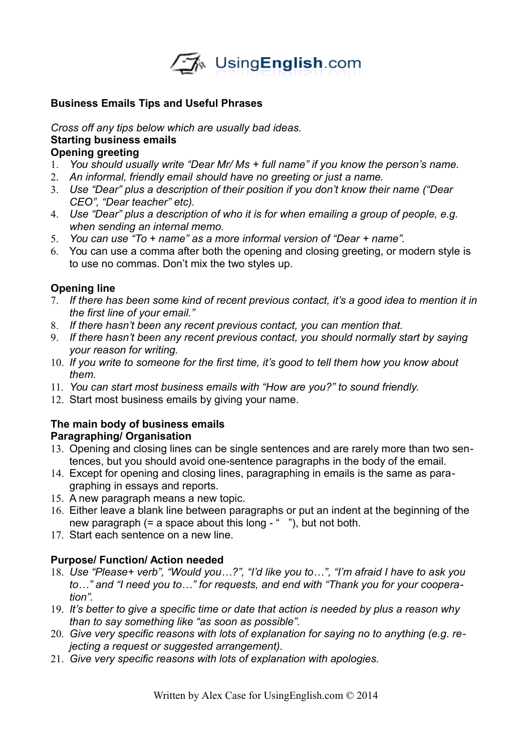UsingEnglish.com

## Business Emails Tips and Useful Phrases

*Cross off any tips below which are usually bad ideas.*

**Starting business emails**

**Opening greeting**

1. *You should usually write "Dear Mr/ Ms + full name" if you know the person's name.*
2. *An informal, friendly email should have no greeting or just a name.*
3. *Use "Dear" plus a description of their position if you don't know their name ("Dear CEO", "Dear teacher" etc).*
4. *Use "Dear" plus a description of who it is for when emailing a group of people, e.g. when sending an internal memo.*
5. *You can use "To + name" as a more informal version of "Dear + name".*
6. You can use a comma after both the opening and closing greeting, or modern style is to use no commas. Don't mix the two styles up.

**Opening line**

7. *If there has been some kind of recent previous contact, it's a good idea to mention it in the first line of your email."*
8. *If there hasn't been any recent previous contact, you can mention that.*
9. *If there hasn't been any recent previous contact, you should normally start by saying your reason for writing.*
10. *If you write to someone for the first time, it's good to tell them how you know about them.*
11. *You can start most business emails with "How are you?" to sound friendly.*
12. Start most business emails by giving your name.

**The main body of business emails**

**Paragraphing/ Organisation**

13. Opening and closing lines can be single sentences and are rarely more than two sentences, but you should avoid one-sentence paragraphs in the body of the email.
14. Except for opening and closing lines, paragraphing in emails is the same as paragraphing in essays and reports.
15. A new paragraph means a new topic.
16. Either leave a blank line between paragraphs or put an indent at the beginning of the new paragraph (= a space about this long - "   "), but not both.
17. Start each sentence on a new line.

**Purpose/ Function/ Action needed**

18. *Use "Please+ verb", "Would you…?", "I'd like you to…", "I'm afraid I have to ask you to…" and "I need you to…" for requests, and end with "Thank you for your cooperation".*
19. *It's better to give a specific time or date that action is needed by plus a reason why than to say something like "as soon as possible".*
20. *Give very specific reasons with lots of explanation for saying no to anything (e.g. rejecting a request or suggested arrangement).*
21. *Give very specific reasons with lots of explanation with apologies.*

Written by Alex Case for UsingEnglish.com © 2014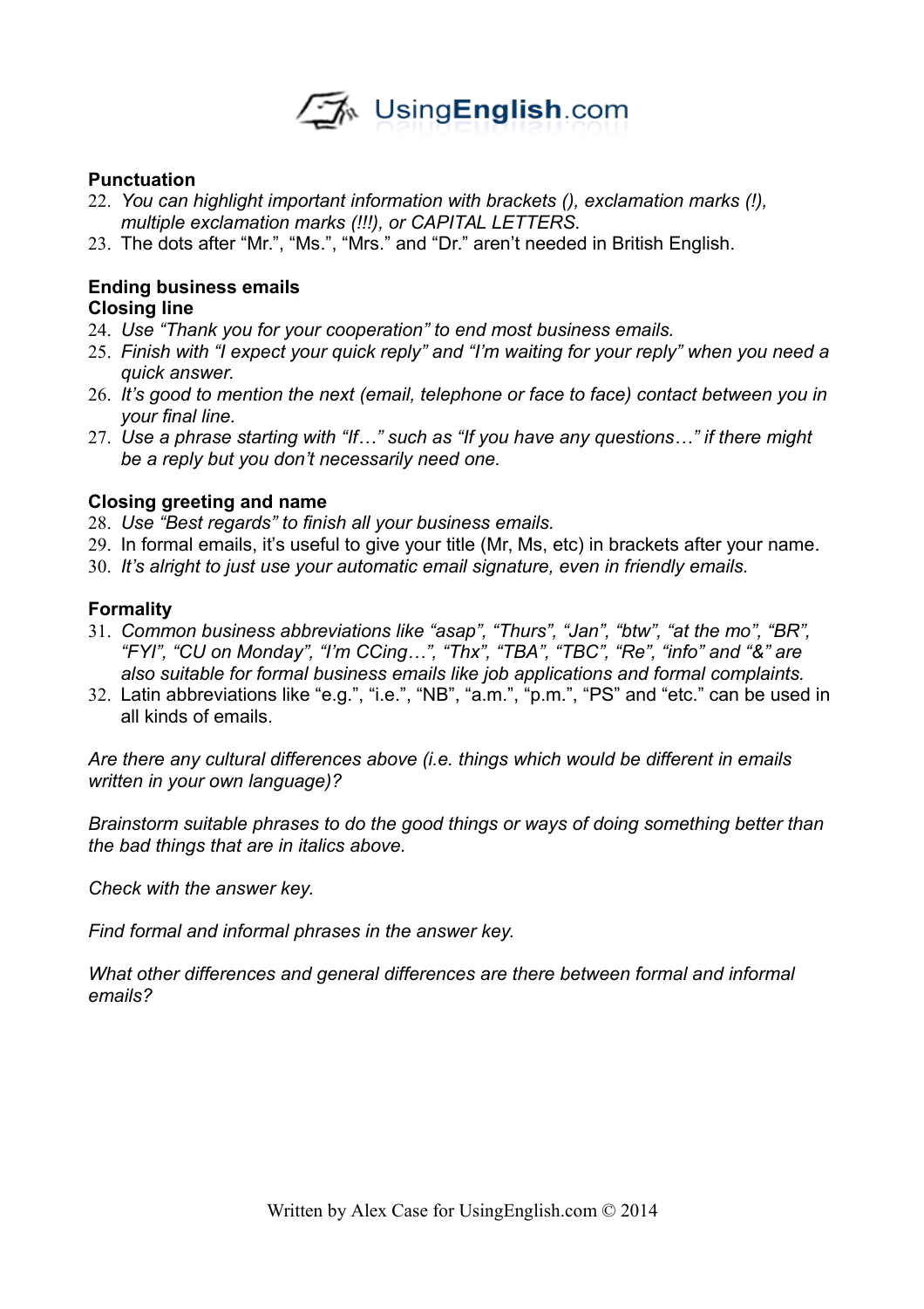**Punctuation**

22. *You can highlight important information with brackets (), exclamation marks (!), multiple exclamation marks (!!!), or CAPITAL LETTERS.*
23. The dots after “Mr.”, “Ms.”, “Mrs.” and “Dr.” aren’t needed in British English.

**Ending business emails**

**Closing line**

24. *Use “Thank you for your cooperation” to end most business emails.*
25. *Finish with “I expect your quick reply” and “I’m waiting for your reply” when you need a quick answer.*
26. *It’s good to mention the next (email, telephone or face to face) contact between you in your final line.*
27. *Use a phrase starting with “If…” such as “If you have any questions…” if there might be a reply but you don’t necessarily need one.*

**Closing greeting and name**

28. *Use “Best regards” to finish all your business emails.*
29. In formal emails, it’s useful to give your title (Mr, Ms, etc) in brackets after your name.
30. *It’s alright to just use your automatic email signature, even in friendly emails.*

**Formality**

31. *Common business abbreviations like “asap”, “Thurs”, “Jan”, “btw”, “at the mo”, “BR”, “FYI”, “CU on Monday”, “I’m CCing…”, “Thx”, “TBA”, “TBC”, “Re”, “info” and “&” are also suitable for formal business emails like job applications and formal complaints.*
32. Latin abbreviations like “e.g.”, “i.e.”, “NB”, “a.m.”, “p.m.”, “PS” and “etc.” can be used in all kinds of emails.

*Are there any cultural differences above (i.e. things which would be different in emails written in your own language)?*

*Brainstorm suitable phrases to do the good things or ways of doing something better than the bad things that are in italics above.*

*Check with the answer key.*

*Find formal and informal phrases in the answer key.*

*What other differences and general differences are there between formal and informal emails?*

Written by Alex Case for UsingEnglish.com © 2014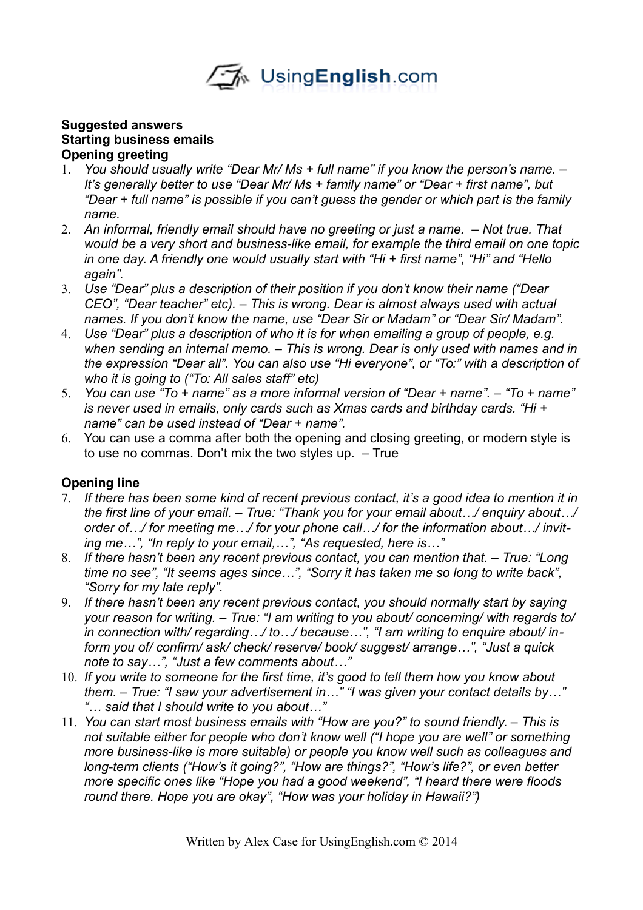**Suggested answers**
**Starting business emails**
**Opening greeting**

1. *You should usually write "Dear Mr/ Ms + full name" if you know the person's name. – It's generally better to use "Dear Mr/ Ms + family name" or "Dear + first name", but "Dear + full name" is possible if you can't guess the gender or which part is the family name.*
2. *An informal, friendly email should have no greeting or just a name. – Not true. That would be a very short and business-like email, for example the third email on one topic in one day. A friendly one would usually start with "Hi + first name", "Hi" and "Hello again".*
3. *Use "Dear" plus a description of their position if you don't know their name ("Dear CEO", "Dear teacher" etc). – This is wrong. Dear is almost always used with actual names. If you don't know the name, use "Dear Sir or Madam" or "Dear Sir/ Madam".*
4. *Use "Dear" plus a description of who it is for when emailing a group of people, e.g. when sending an internal memo. – This is wrong. Dear is only used with names and in the expression "Dear all". You can also use "Hi everyone", or "To:" with a description of who it is going to ("To: All sales staff" etc)*
5. *You can use "To + name" as a more informal version of "Dear + name". – "To + name" is never used in emails, only cards such as Xmas cards and birthday cards. "Hi + name" can be used instead of "Dear + name".*
6. You can use a comma after both the opening and closing greeting, or modern style is to use no commas. Don't mix the two styles up. – True

**Opening line**

7. *If there has been some kind of recent previous contact, it's a good idea to mention it in the first line of your email. – True: "Thank you for your email about…/ enquiry about…/ order of…/ for meeting me…/ for your phone call…/ for the information about…/ inviting me…", "In reply to your email,…", "As requested, here is…"*
8. *If there hasn't been any recent previous contact, you can mention that. – True: "Long time no see", "It seems ages since…", "Sorry it has taken me so long to write back", "Sorry for my late reply".*
9. *If there hasn't been any recent previous contact, you should normally start by saying your reason for writing. – True: "I am writing to you about/ concerning/ with regards to/ in connection with/ regarding…/ to…/ because…", "I am writing to enquire about/ inform you of/ confirm/ ask/ check/ reserve/ book/ suggest/ arrange…", "Just a quick note to say…", "Just a few comments about…"*
10. *If you write to someone for the first time, it's good to tell them how you know about them. – True: "I saw your advertisement in…" "I was given your contact details by…" "… said that I should write to you about…"*
11. *You can start most business emails with "How are you?" to sound friendly. – This is not suitable either for people who don't know well ("I hope you are well" or something more business-like is more suitable) or people you know well such as colleagues and long-term clients ("How's it going?", "How are things?", "How's life?", or even better more specific ones like "Hope you had a good weekend", "I heard there were floods round there. Hope you are okay", "How was your holiday in Hawaii?")*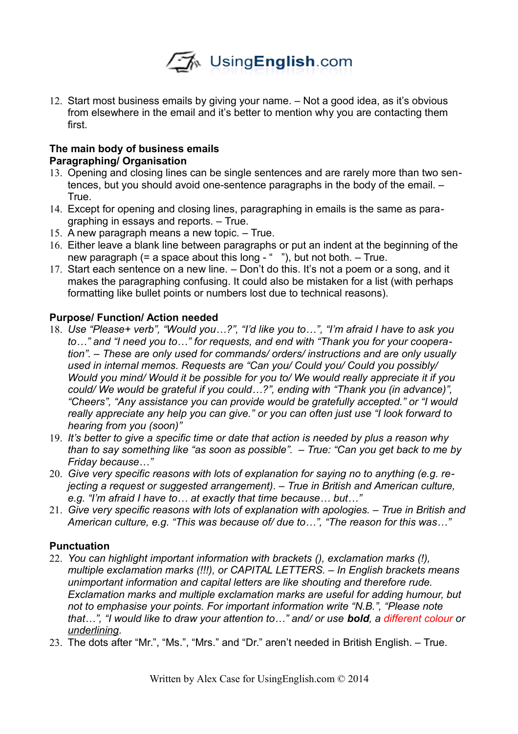12. Start most business emails by giving your name. – Not a good idea, as it's obvious from elsewhere in the email and it's better to mention why you are contacting them first.

**The main body of business emails**
**Paragraphing/ Organisation**

13. Opening and closing lines can be single sentences and are rarely more than two sentences, but you should avoid one-sentence paragraphs in the body of the email. – True.
14. Except for opening and closing lines, paragraphing in emails is the same as paragraphing in essays and reports. – True.
15. A new paragraph means a new topic. – True.
16. Either leave a blank line between paragraphs or put an indent at the beginning of the new paragraph (= a space about this long - "   "), but not both. – True.
17. Start each sentence on a new line. – Don't do this. It's not a poem or a song, and it makes the paragraphing confusing. It could also be mistaken for a list (with perhaps formatting like bullet points or numbers lost due to technical reasons).

**Purpose/ Function/ Action needed**

18. *Use "Please+ verb", "Would you…?", "I'd like you to…", "I'm afraid I have to ask you to…" and "I need you to…" for requests, and end with "Thank you for your cooperation". – These are only used for commands/ orders/ instructions and are only usually used in internal memos. Requests are "Can you/ Could you/ Could you possibly/ Would you mind/ Would it be possible for you to/ We would really appreciate it if you could/ We would be grateful if you could…?", ending with "Thank you (in advance)", "Cheers", "Any assistance you can provide would be gratefully accepted." or "I would really appreciate any help you can give." or you can often just use "I look forward to hearing from you (soon)"*
19. *It's better to give a specific time or date that action is needed by plus a reason why than to say something like "as soon as possible". – True: "Can you get back to me by Friday because…"*
20. *Give very specific reasons with lots of explanation for saying no to anything (e.g. rejecting a request or suggested arrangement). – True in British and American culture, e.g. "I'm afraid I have to… at exactly that time because… but…"*
21. *Give very specific reasons with lots of explanation with apologies. – True in British and American culture, e.g. "This was because of/ due to…", "The reason for this was…"*

**Punctuation**

22. *You can highlight important information with brackets (), exclamation marks (!), multiple exclamation marks (!!!), or CAPITAL LETTERS. – In English brackets means unimportant information and capital letters are like shouting and therefore rude. Exclamation marks and multiple exclamation marks are useful for adding humour, but not to emphasise your points. For important information write "N.B.", "Please note that…", "I would like to draw your attention to…" and/ or use **bold**, a different colour or <u>underlining</u>.*
23. The dots after "Mr.", "Ms.", "Mrs." and "Dr." aren't needed in British English. – True.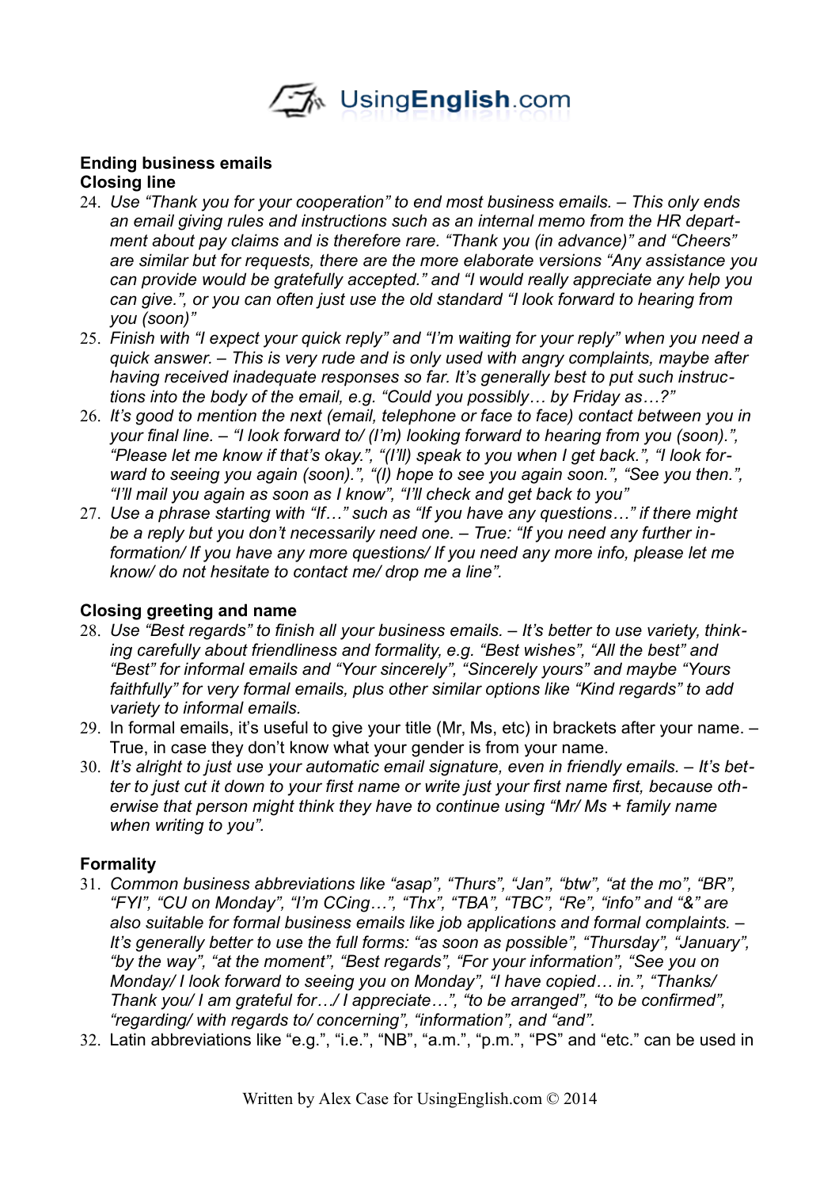**Ending business emails**

**Closing line**

24. *Use "Thank you for your cooperation" to end most business emails. – This only ends an email giving rules and instructions such as an internal memo from the HR department about pay claims and is therefore rare. "Thank you (in advance)" and "Cheers" are similar but for requests, there are the more elaborate versions "Any assistance you can provide would be gratefully accepted." and "I would really appreciate any help you can give.", or you can often just use the old standard "I look forward to hearing from you (soon)"*
25. *Finish with "I expect your quick reply" and "I'm waiting for your reply" when you need a quick answer. – This is very rude and is only used with angry complaints, maybe after having received inadequate responses so far. It's generally best to put such instructions into the body of the email, e.g. "Could you possibly… by Friday as…?"*
26. *It's good to mention the next (email, telephone or face to face) contact between you in your final line. – "I look forward to/ (I'm) looking forward to hearing from you (soon).", "Please let me know if that's okay.", "(I'll) speak to you when I get back.", "I look forward to seeing you again (soon).", "(I) hope to see you again soon.", "See you then.", "I'll mail you again as soon as I know", "I'll check and get back to you"*
27. *Use a phrase starting with "If…" such as "If you have any questions…" if there might be a reply but you don't necessarily need one. – True: "If you need any further information/ If you have any more questions/ If you need any more info, please let me know/ do not hesitate to contact me/ drop me a line".*

**Closing greeting and name**

28. *Use "Best regards" to finish all your business emails. – It's better to use variety, thinking carefully about friendliness and formality, e.g. "Best wishes", "All the best" and "Best" for informal emails and "Your sincerely", "Sincerely yours" and maybe "Yours faithfully" for very formal emails, plus other similar options like "Kind regards" to add variety to informal emails.*
29. In formal emails, it's useful to give your title (Mr, Ms, etc) in brackets after your name. – True, in case they don't know what your gender is from your name.
30. *It's alright to just use your automatic email signature, even in friendly emails. – It's better to just cut it down to your first name or write just your first name first, because otherwise that person might think they have to continue using "Mr/ Ms + family name when writing to you".*

**Formality**

31. *Common business abbreviations like "asap", "Thurs", "Jan", "btw", "at the mo", "BR", "FYI", "CU on Monday", "I'm CCing…", "Thx", "TBA", "TBC", "Re", "info" and "&" are also suitable for formal business emails like job applications and formal complaints. – It's generally better to use the full forms: "as soon as possible", "Thursday", "January", "by the way", "at the moment", "Best regards", "For your information", "See you on Monday/ I look forward to seeing you on Monday", "I have copied… in.", "Thanks/ Thank you/ I am grateful for…/ I appreciate…", "to be arranged", "to be confirmed", "regarding/ with regards to/ concerning", "information", and "and".*
32. Latin abbreviations like "e.g.", "i.e.", "NB", "a.m.", "p.m.", "PS" and "etc." can be used in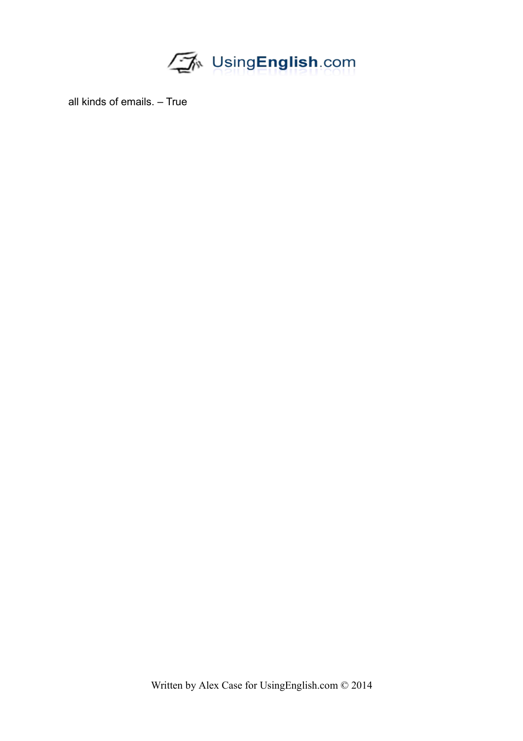all kinds of emails. – True